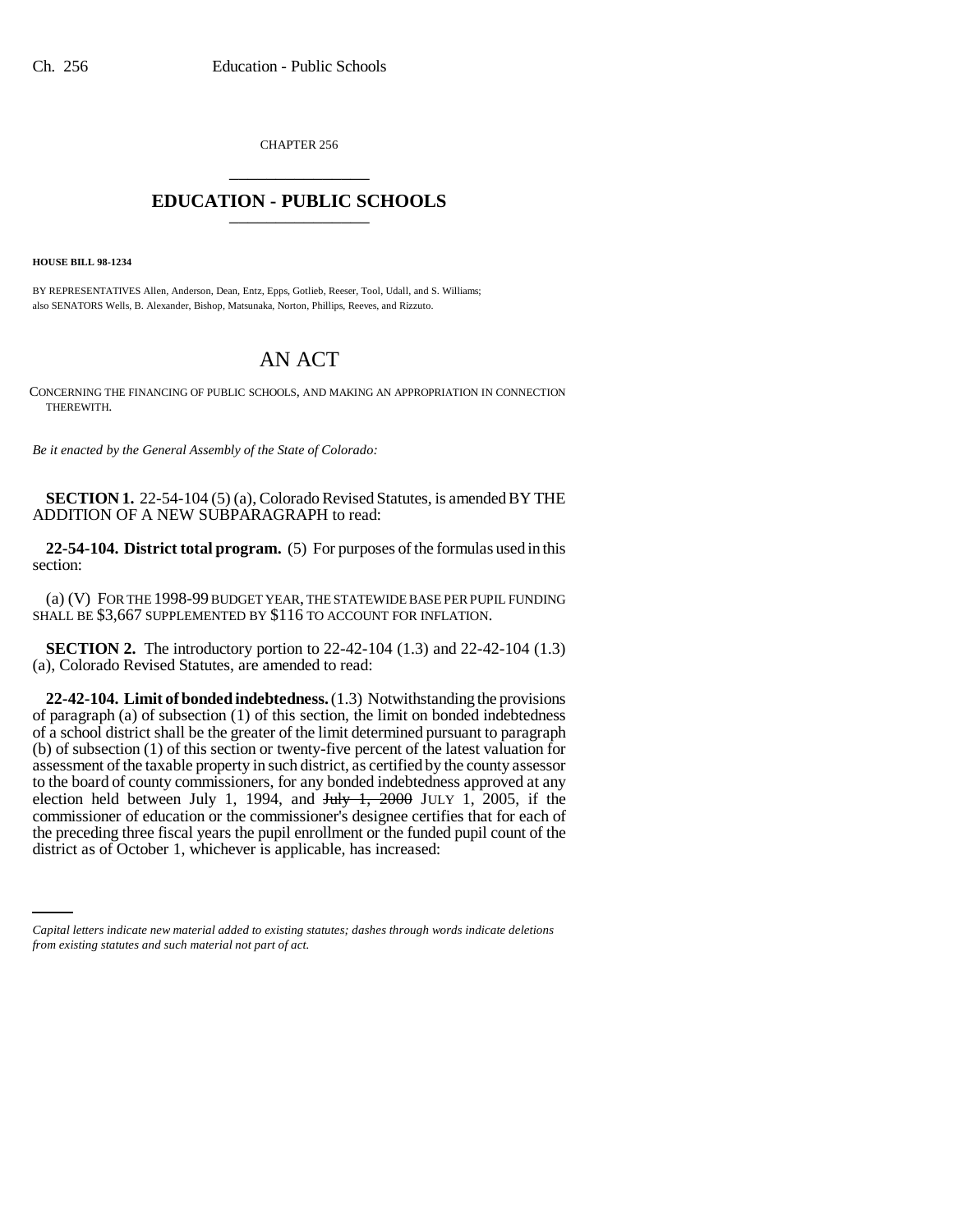CHAPTER 256

# EDUCATION - PUBLIC SCHOOLS

**HOUSE BILL 98-1234**

BY REPRESENTATIVES Allen, Anderson, Dean, Entz, Epps, Gotlieb, Reeser, Tool, Udall, and S. Williams; also SENATORS Wells, B. Alexander, Bishop, Matsunaka, Norton, Phillips, Reeves, and Rizzuto.

## AN ACT

CONCERNING THE FINANCING OF PUBLIC SCHOOLS, AND MAKING AN APPROPRIATION IN CONNECTION THEREWITH.

*Be it enacted by the General Assembly of the State of Colorado:*

**SECTION 1.** 22-54-104 (5) (a), Colorado Revised Statutes, is amended BY THE ADDITION OF A NEW SUBPARAGRAPH to read:

**22-54-104. District total program.** (5) For purposes of the formulas used in this section:

(a) (V) FOR THE 1998-99 BUDGET YEAR, THE STATEWIDE BASE PER PUPIL FUNDING SHALL BE $3,667 SUPPLEMENTED BY $116 TO ACCOUNT FOR INFLATION.

**SECTION 2.** The introductory portion to 22-42-104 (1.3) and 22-42-104 (1.3) (a), Colorado Revised Statutes, are amended to read:

**22-42-104. Limit of bonded indebtedness.** (1.3) Notwithstanding the provisions of paragraph (a) of subsection (1) of this section, the limit on bonded indebtedness of a school district shall be the greater of the limit determined pursuant to paragraph (b) of subsection (1) of this section or twenty-five percent of the latest valuation for assessment of the taxable property in such district, as certified by the county assessor to the board of county commissioners, for any bonded indebtedness approved at any election held between July 1, 1994, and ~~July 1, 2000~~ JULY 1, 2005, if the commissioner of education or the commissioner's designee certifies that for each of the preceding three fiscal years the pupil enrollment or the funded pupil count of the district as of October 1, whichever is applicable, has increased:

*Capital letters indicate new material added to existing statutes; dashes through words indicate deletions from existing statutes and such material not part of act.*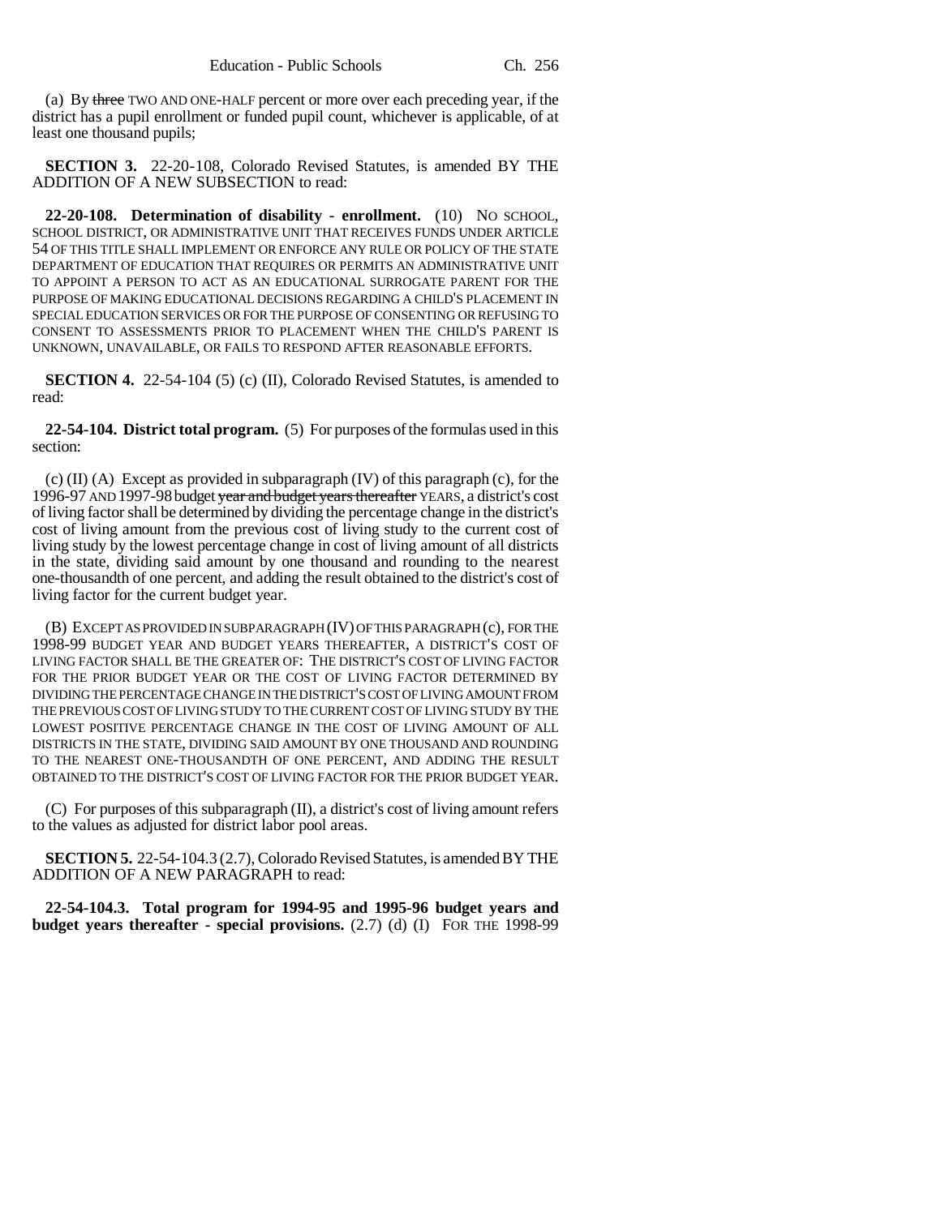(a) By ~~three~~ TWO AND ONE-HALF percent or more over each preceding year, if the district has a pupil enrollment or funded pupil count, whichever is applicable, of at least one thousand pupils;

**SECTION 3.** 22-20-108, Colorado Revised Statutes, is amended BY THE ADDITION OF A NEW SUBSECTION to read:

**22-20-108. Determination of disability - enrollment.** (10) NO SCHOOL, SCHOOL DISTRICT, OR ADMINISTRATIVE UNIT THAT RECEIVES FUNDS UNDER ARTICLE 54 OF THIS TITLE SHALL IMPLEMENT OR ENFORCE ANY RULE OR POLICY OF THE STATE DEPARTMENT OF EDUCATION THAT REQUIRES OR PERMITS AN ADMINISTRATIVE UNIT TO APPOINT A PERSON TO ACT AS AN EDUCATIONAL SURROGATE PARENT FOR THE PURPOSE OF MAKING EDUCATIONAL DECISIONS REGARDING A CHILD'S PLACEMENT IN SPECIAL EDUCATION SERVICES OR FOR THE PURPOSE OF CONSENTING OR REFUSING TO CONSENT TO ASSESSMENTS PRIOR TO PLACEMENT WHEN THE CHILD'S PARENT IS UNKNOWN, UNAVAILABLE, OR FAILS TO RESPOND AFTER REASONABLE EFFORTS.

**SECTION 4.** 22-54-104 (5) (c) (II), Colorado Revised Statutes, is amended to read:

**22-54-104. District total program.** (5) For purposes of the formulas used in this section:

(c) (II) (A) Except as provided in subparagraph (IV) of this paragraph (c), for the 1996-97 AND 1997-98 budget ~~year and budget years thereafter~~ YEARS, a district's cost of living factor shall be determined by dividing the percentage change in the district's cost of living amount from the previous cost of living study to the current cost of living study by the lowest percentage change in cost of living amount of all districts in the state, dividing said amount by one thousand and rounding to the nearest one-thousandth of one percent, and adding the result obtained to the district's cost of living factor for the current budget year.

(B) EXCEPT AS PROVIDED IN SUBPARAGRAPH (IV) OF THIS PARAGRAPH (c), FOR THE 1998-99 BUDGET YEAR AND BUDGET YEARS THEREAFTER, A DISTRICT'S COST OF LIVING FACTOR SHALL BE THE GREATER OF: THE DISTRICT'S COST OF LIVING FACTOR FOR THE PRIOR BUDGET YEAR OR THE COST OF LIVING FACTOR DETERMINED BY DIVIDING THE PERCENTAGE CHANGE IN THE DISTRICT'S COST OF LIVING AMOUNT FROM THE PREVIOUS COST OF LIVING STUDY TO THE CURRENT COST OF LIVING STUDY BY THE LOWEST POSITIVE PERCENTAGE CHANGE IN THE COST OF LIVING AMOUNT OF ALL DISTRICTS IN THE STATE, DIVIDING SAID AMOUNT BY ONE THOUSAND AND ROUNDING TO THE NEAREST ONE-THOUSANDTH OF ONE PERCENT, AND ADDING THE RESULT OBTAINED TO THE DISTRICT'S COST OF LIVING FACTOR FOR THE PRIOR BUDGET YEAR.

(C) For purposes of this subparagraph (II), a district's cost of living amount refers to the values as adjusted for district labor pool areas.

**SECTION 5.** 22-54-104.3 (2.7), Colorado Revised Statutes, is amended BY THE ADDITION OF A NEW PARAGRAPH to read:

**22-54-104.3. Total program for 1994-95 and 1995-96 budget years and budget years thereafter - special provisions.** (2.7) (d) (I) FOR THE 1998-99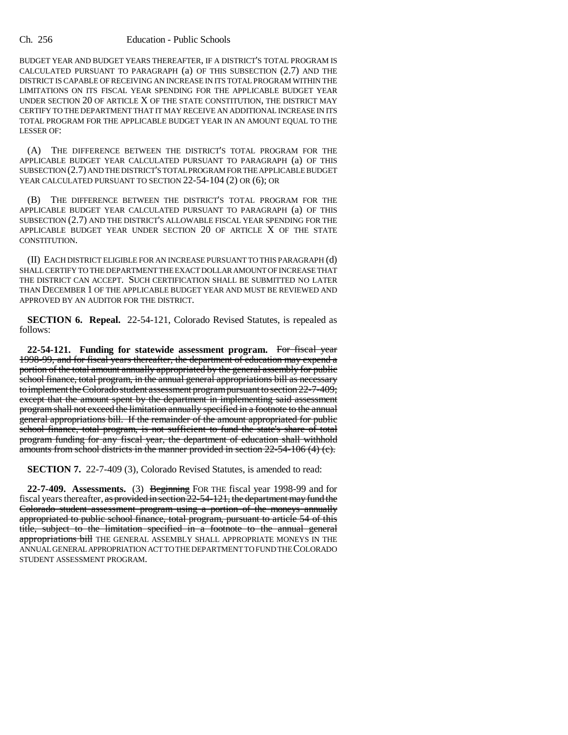BUDGET YEAR AND BUDGET YEARS THEREAFTER, IF A DISTRICT'S TOTAL PROGRAM IS CALCULATED PURSUANT TO PARAGRAPH (a) OF THIS SUBSECTION (2.7) AND THE DISTRICT IS CAPABLE OF RECEIVING AN INCREASE IN ITS TOTAL PROGRAM WITHIN THE LIMITATIONS ON ITS FISCAL YEAR SPENDING FOR THE APPLICABLE BUDGET YEAR UNDER SECTION 20 OF ARTICLE X OF THE STATE CONSTITUTION, THE DISTRICT MAY CERTIFY TO THE DEPARTMENT THAT IT MAY RECEIVE AN ADDITIONAL INCREASE IN ITS TOTAL PROGRAM FOR THE APPLICABLE BUDGET YEAR IN AN AMOUNT EQUAL TO THE LESSER OF:

(A) THE DIFFERENCE BETWEEN THE DISTRICT'S TOTAL PROGRAM FOR THE APPLICABLE BUDGET YEAR CALCULATED PURSUANT TO PARAGRAPH (a) OF THIS SUBSECTION (2.7) AND THE DISTRICT'S TOTAL PROGRAM FOR THE APPLICABLE BUDGET YEAR CALCULATED PURSUANT TO SECTION 22-54-104 (2) OR (6); OR

(B) THE DIFFERENCE BETWEEN THE DISTRICT'S TOTAL PROGRAM FOR THE APPLICABLE BUDGET YEAR CALCULATED PURSUANT TO PARAGRAPH (a) OF THIS SUBSECTION (2.7) AND THE DISTRICT'S ALLOWABLE FISCAL YEAR SPENDING FOR THE APPLICABLE BUDGET YEAR UNDER SECTION 20 OF ARTICLE X OF THE STATE CONSTITUTION.

(II) EACH DISTRICT ELIGIBLE FOR AN INCREASE PURSUANT TO THIS PARAGRAPH (d) SHALL CERTIFY TO THE DEPARTMENT THE EXACT DOLLAR AMOUNT OF INCREASE THAT THE DISTRICT CAN ACCEPT. SUCH CERTIFICATION SHALL BE SUBMITTED NO LATER THAN DECEMBER 1 OF THE APPLICABLE BUDGET YEAR AND MUST BE REVIEWED AND APPROVED BY AN AUDITOR FOR THE DISTRICT.

**SECTION 6. Repeal.** 22-54-121, Colorado Revised Statutes, is repealed as follows:

**22-54-121. Funding for statewide assessment program.** ~~For fiscal year 1998-99, and for fiscal years thereafter, the department of education may expend a portion of the total amount annually appropriated by the general assembly for public school finance, total program, in the annual general appropriations bill as necessary to implement the Colorado student assessment program pursuant to section 22-7-409; except that the amount spent by the department in implementing said assessment program shall not exceed the limitation annually specified in a footnote to the annual general appropriations bill. If the remainder of the amount appropriated for public school finance, total program, is not sufficient to fund the state's share of total program funding for any fiscal year, the department of education shall withhold amounts from school districts in the manner provided in section 22-54-106 (4) (c).~~

**SECTION 7.** 22-7-409 (3), Colorado Revised Statutes, is amended to read:

**22-7-409. Assessments.** (3) ~~Beginning~~ FOR THE fiscal year 1998-99 and for fiscal years thereafter, ~~as provided in section 22-54-121, the department may fund the Colorado student assessment program using a portion of the moneys annually appropriated to public school finance, total program, pursuant to article 54 of this title, subject to the limitation specified in a footnote to the annual general appropriations bill~~ THE GENERAL ASSEMBLY SHALL APPROPRIATE MONEYS IN THE ANNUAL GENERAL APPROPRIATION ACT TO THE DEPARTMENT TO FUND THE COLORADO STUDENT ASSESSMENT PROGRAM.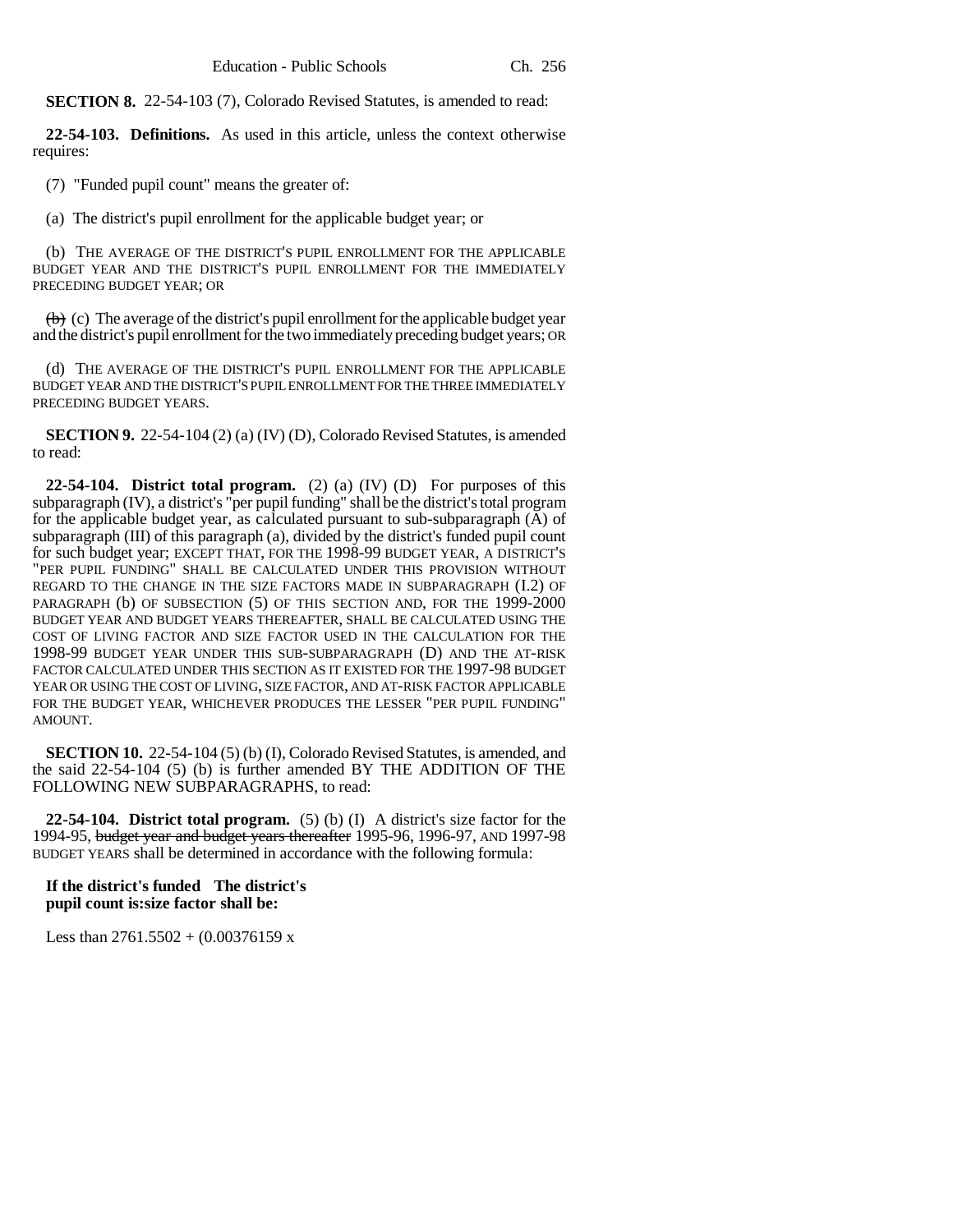**SECTION 8.** 22-54-103 (7), Colorado Revised Statutes, is amended to read:

**22-54-103. Definitions.** As used in this article, unless the context otherwise requires:

(7) "Funded pupil count" means the greater of:

(a) The district's pupil enrollment for the applicable budget year; or

(b) THE AVERAGE OF THE DISTRICT'S PUPIL ENROLLMENT FOR THE APPLICABLE BUDGET YEAR AND THE DISTRICT'S PUPIL ENROLLMENT FOR THE IMMEDIATELY PRECEDING BUDGET YEAR; OR

~~(b)~~ (c) The average of the district's pupil enrollment for the applicable budget year and the district's pupil enrollment for the two immediately preceding budget years; OR

(d) THE AVERAGE OF THE DISTRICT'S PUPIL ENROLLMENT FOR THE APPLICABLE BUDGET YEAR AND THE DISTRICT'S PUPIL ENROLLMENT FOR THE THREE IMMEDIATELY PRECEDING BUDGET YEARS.

**SECTION 9.** 22-54-104 (2) (a) (IV) (D), Colorado Revised Statutes, is amended to read:

**22-54-104. District total program.** (2) (a) (IV) (D) For purposes of this subparagraph (IV), a district's "per pupil funding" shall be the district's total program for the applicable budget year, as calculated pursuant to sub-subparagraph (A) of subparagraph (III) of this paragraph (a), divided by the district's funded pupil count for such budget year; EXCEPT THAT, FOR THE 1998-99 BUDGET YEAR, A DISTRICT'S "PER PUPIL FUNDING" SHALL BE CALCULATED UNDER THIS PROVISION WITHOUT REGARD TO THE CHANGE IN THE SIZE FACTORS MADE IN SUBPARAGRAPH (I.2) OF PARAGRAPH (b) OF SUBSECTION (5) OF THIS SECTION AND, FOR THE 1999-2000 BUDGET YEAR AND BUDGET YEARS THEREAFTER, SHALL BE CALCULATED USING THE COST OF LIVING FACTOR AND SIZE FACTOR USED IN THE CALCULATION FOR THE 1998-99 BUDGET YEAR UNDER THIS SUB-SUBPARAGRAPH (D) AND THE AT-RISK FACTOR CALCULATED UNDER THIS SECTION AS IT EXISTED FOR THE 1997-98 BUDGET YEAR OR USING THE COST OF LIVING, SIZE FACTOR, AND AT-RISK FACTOR APPLICABLE FOR THE BUDGET YEAR, WHICHEVER PRODUCES THE LESSER "PER PUPIL FUNDING" AMOUNT.

**SECTION 10.** 22-54-104 (5) (b) (I), Colorado Revised Statutes, is amended, and the said 22-54-104 (5) (b) is further amended BY THE ADDITION OF THE FOLLOWING NEW SUBPARAGRAPHS, to read:

**22-54-104. District total program.** (5) (b) (I) A district's size factor for the 1994-95, ~~budget year and budget years thereafter~~ 1995-96, 1996-97, AND 1997-98 BUDGET YEARS shall be determined in accordance with the following formula:

| If the district's funded pupil count is: | The district's size factor shall be: |
|---|---|
| Less than 276 | 1.5502 + (0.00376159 x |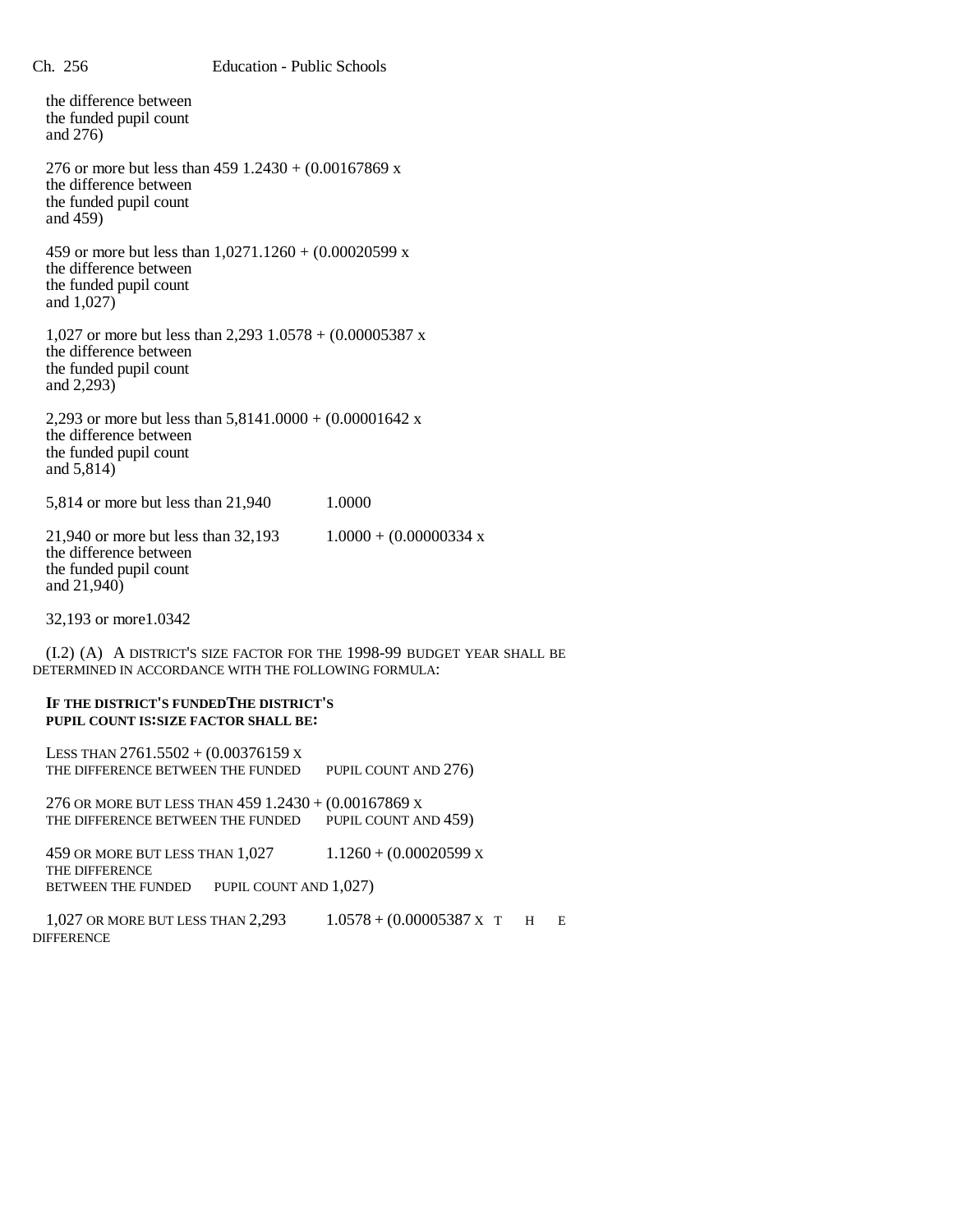the difference between the funded pupil count and 276)

| | |
|---|---|
| 276 or more but less than 459 | 1.2430 + (0.00167869 x the difference between the funded pupil count and 459) |
| 459 or more but less than 1,027 | 1.1260 + (0.00020599 x the difference between the funded pupil count and 1,027) |
| 1,027 or more but less than 2,293 | 1.0578 + (0.00005387 x the difference between the funded pupil count and 2,293) |
| 2,293 or more but less than 5,814 | 1.0000 + (0.00001642 x the difference between the funded pupil count and 5,814) |
| 5,814 or more but less than 21,940 | 1.0000 |
| 21,940 or more but less than 32,193 | 1.0000 + (0.00000334 x the difference between the funded pupil count and 21,940) |
| 32,193 or more | 1.0342 |

(I.2) (A) A DISTRICT'S SIZE FACTOR FOR THE 1998-99 BUDGET YEAR SHALL BE DETERMINED IN ACCORDANCE WITH THE FOLLOWING FORMULA:

| **IF THE DISTRICT'S FUNDED PUPIL COUNT IS:** | **THE DISTRICT'S SIZE FACTOR SHALL BE:** |
|---|---|
| LESS THAN 276 | 1.5502 + (0.00376159 X THE DIFFERENCE BETWEEN THE FUNDED PUPIL COUNT AND 276) |
| 276 OR MORE BUT LESS THAN 459 | 1.2430 + (0.00167869 X THE DIFFERENCE BETWEEN THE FUNDED PUPIL COUNT AND 459) |
| 459 OR MORE BUT LESS THAN 1,027 | 1.1260 + (0.00020599 X THE DIFFERENCE BETWEEN THE FUNDED PUPIL COUNT AND 1,027) |
| 1,027 OR MORE BUT LESS THAN 2,293 | 1.0578 + (0.00005387 X THE DIFFERENCE |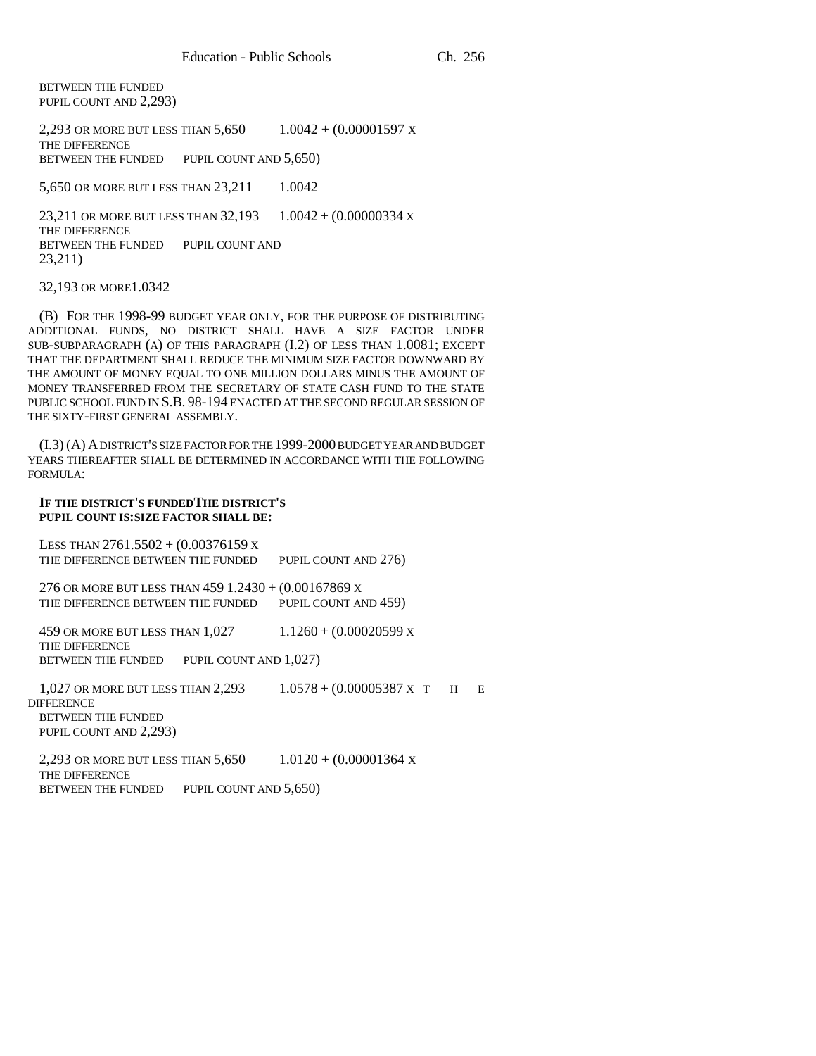BETWEEN THE FUNDED PUPIL COUNT AND 2,293)

| | |
|---|---|
| 2,293 OR MORE BUT LESS THAN 5,650 | 1.0042 + (0.00001597 X THE DIFFERENCE BETWEEN THE FUNDED PUPIL COUNT AND 5,650) |
| 5,650 OR MORE BUT LESS THAN 23,211 | 1.0042 |
| 23,211 OR MORE BUT LESS THAN 32,193 | 1.0042 + (0.00000334 X THE DIFFERENCE BETWEEN THE FUNDED PUPIL COUNT AND 23,211) |
| 32,193 OR MORE | 1.0342 |

(B) FOR THE 1998-99 BUDGET YEAR ONLY, FOR THE PURPOSE OF DISTRIBUTING ADDITIONAL FUNDS, NO DISTRICT SHALL HAVE A SIZE FACTOR UNDER SUB-SUBPARAGRAPH (A) OF THIS PARAGRAPH (I.2) OF LESS THAN 1.0081; EXCEPT THAT THE DEPARTMENT SHALL REDUCE THE MINIMUM SIZE FACTOR DOWNWARD BY THE AMOUNT OF MONEY EQUAL TO ONE MILLION DOLLARS MINUS THE AMOUNT OF MONEY TRANSFERRED FROM THE SECRETARY OF STATE CASH FUND TO THE STATE PUBLIC SCHOOL FUND IN S.B. 98-194 ENACTED AT THE SECOND REGULAR SESSION OF THE SIXTY-FIRST GENERAL ASSEMBLY.

(I.3) (A) A DISTRICT'S SIZE FACTOR FOR THE 1999-2000 BUDGET YEAR AND BUDGET YEARS THEREAFTER SHALL BE DETERMINED IN ACCORDANCE WITH THE FOLLOWING FORMULA:

| **IF THE DISTRICT'S FUNDED PUPIL COUNT IS:** | **THE DISTRICT'S SIZE FACTOR SHALL BE:** |
|---|---|
| LESS THAN 276 | 1.5502 + (0.00376159 X THE DIFFERENCE BETWEEN THE FUNDED PUPIL COUNT AND 276) |
| 276 OR MORE BUT LESS THAN 459 | 1.2430 + (0.00167869 X THE DIFFERENCE BETWEEN THE FUNDED PUPIL COUNT AND 459) |
| 459 OR MORE BUT LESS THAN 1,027 | 1.1260 + (0.00020599 X THE DIFFERENCE BETWEEN THE FUNDED PUPIL COUNT AND 1,027) |
| 1,027 OR MORE BUT LESS THAN 2,293 | 1.0578 + (0.00005387 X THE DIFFERENCE BETWEEN THE FUNDED PUPIL COUNT AND 2,293) |
| 2,293 OR MORE BUT LESS THAN 5,650 | 1.0120 + (0.00001364 X THE DIFFERENCE BETWEEN THE FUNDED PUPIL COUNT AND 5,650) |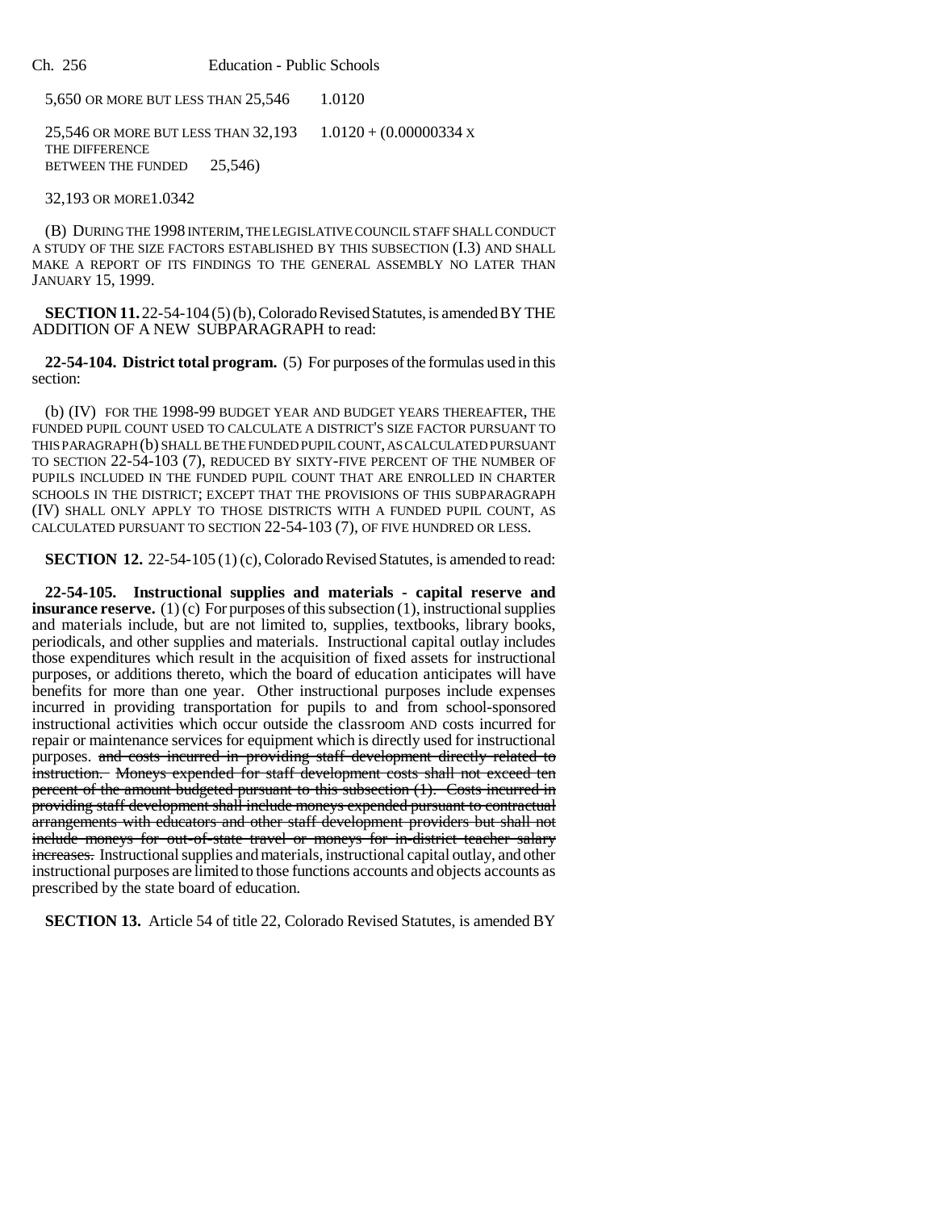| | |
|---|---|
| 5,650 OR MORE BUT LESS THAN 25,546 | 1.0120 |
| 25,546 OR MORE BUT LESS THAN 32,193 | 1.0120 + (0.00000334 X THE DIFFERENCE BETWEEN THE FUNDED 25,546) |
| 32,193 OR MORE | 1.0342 |

(B) DURING THE 1998 INTERIM, THE LEGISLATIVE COUNCIL STAFF SHALL CONDUCT A STUDY OF THE SIZE FACTORS ESTABLISHED BY THIS SUBSECTION (I.3) AND SHALL MAKE A REPORT OF ITS FINDINGS TO THE GENERAL ASSEMBLY NO LATER THAN JANUARY 15, 1999.

**SECTION 11.** 22-54-104 (5) (b), Colorado Revised Statutes, is amended BY THE ADDITION OF A NEW SUBPARAGRAPH to read:

**22-54-104. District total program.** (5) For purposes of the formulas used in this section:

(b) (IV) FOR THE 1998-99 BUDGET YEAR AND BUDGET YEARS THEREAFTER, THE FUNDED PUPIL COUNT USED TO CALCULATE A DISTRICT'S SIZE FACTOR PURSUANT TO THIS PARAGRAPH (b) SHALL BE THE FUNDED PUPIL COUNT, AS CALCULATED PURSUANT TO SECTION 22-54-103 (7), REDUCED BY SIXTY-FIVE PERCENT OF THE NUMBER OF PUPILS INCLUDED IN THE FUNDED PUPIL COUNT THAT ARE ENROLLED IN CHARTER SCHOOLS IN THE DISTRICT; EXCEPT THAT THE PROVISIONS OF THIS SUBPARAGRAPH (IV) SHALL ONLY APPLY TO THOSE DISTRICTS WITH A FUNDED PUPIL COUNT, AS CALCULATED PURSUANT TO SECTION 22-54-103 (7), OF FIVE HUNDRED OR LESS.

**SECTION 12.** 22-54-105 (1) (c), Colorado Revised Statutes, is amended to read:

**22-54-105. Instructional supplies and materials - capital reserve and insurance reserve.** (1) (c) For purposes of this subsection (1), instructional supplies and materials include, but are not limited to, supplies, textbooks, library books, periodicals, and other supplies and materials. Instructional capital outlay includes those expenditures which result in the acquisition of fixed assets for instructional purposes, or additions thereto, which the board of education anticipates will have benefits for more than one year. Other instructional purposes include expenses incurred in providing transportation for pupils to and from school-sponsored instructional activities which occur outside the classroom AND costs incurred for repair or maintenance services for equipment which is directly used for instructional purposes. ~~and costs incurred in providing staff development directly related to instruction. Moneys expended for staff development costs shall not exceed ten percent of the amount budgeted pursuant to this subsection (1). Costs incurred in providing staff development shall include moneys expended pursuant to contractual arrangements with educators and other staff development providers but shall not include moneys for out-of-state travel or moneys for in-district teacher salary increases.~~ Instructional supplies and materials, instructional capital outlay, and other instructional purposes are limited to those functions accounts and objects accounts as prescribed by the state board of education.

**SECTION 13.** Article 54 of title 22, Colorado Revised Statutes, is amended BY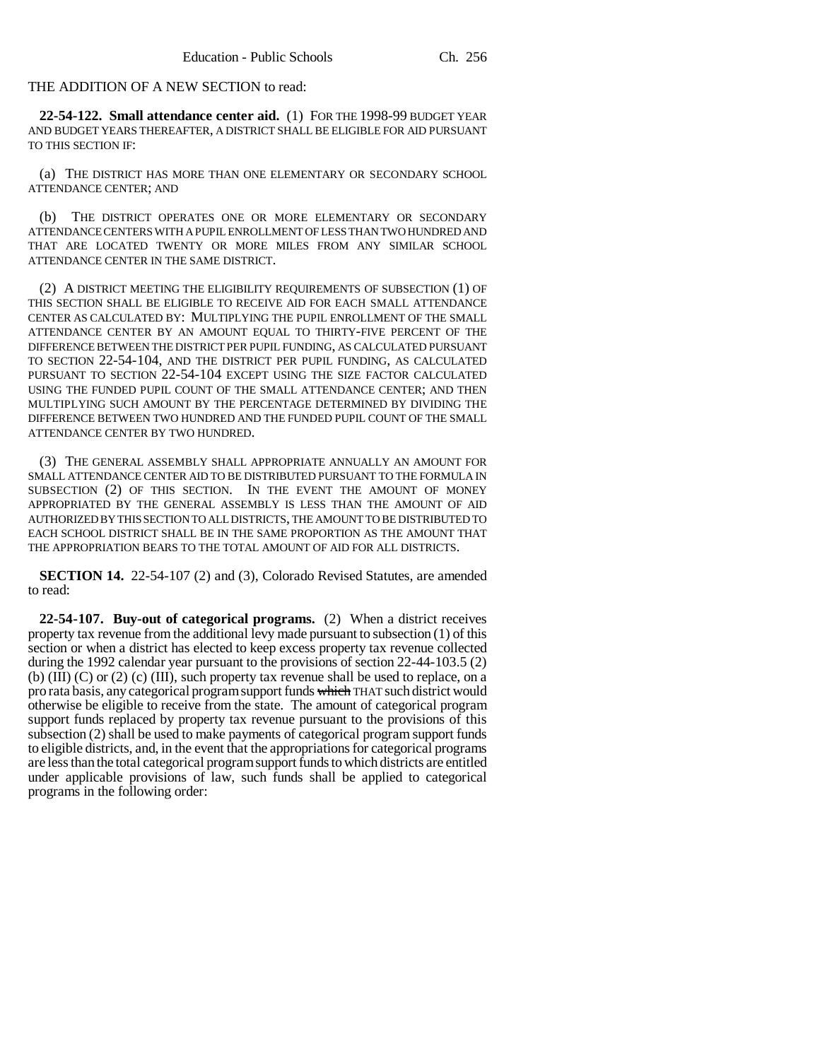THE ADDITION OF A NEW SECTION to read:

**22-54-122. Small attendance center aid.** (1) FOR THE 1998-99 BUDGET YEAR AND BUDGET YEARS THEREAFTER, A DISTRICT SHALL BE ELIGIBLE FOR AID PURSUANT TO THIS SECTION IF:

(a) THE DISTRICT HAS MORE THAN ONE ELEMENTARY OR SECONDARY SCHOOL ATTENDANCE CENTER; AND

(b) THE DISTRICT OPERATES ONE OR MORE ELEMENTARY OR SECONDARY ATTENDANCE CENTERS WITH A PUPIL ENROLLMENT OF LESS THAN TWO HUNDRED AND THAT ARE LOCATED TWENTY OR MORE MILES FROM ANY SIMILAR SCHOOL ATTENDANCE CENTER IN THE SAME DISTRICT.

(2) A DISTRICT MEETING THE ELIGIBILITY REQUIREMENTS OF SUBSECTION (1) OF THIS SECTION SHALL BE ELIGIBLE TO RECEIVE AID FOR EACH SMALL ATTENDANCE CENTER AS CALCULATED BY: MULTIPLYING THE PUPIL ENROLLMENT OF THE SMALL ATTENDANCE CENTER BY AN AMOUNT EQUAL TO THIRTY-FIVE PERCENT OF THE DIFFERENCE BETWEEN THE DISTRICT PER PUPIL FUNDING, AS CALCULATED PURSUANT TO SECTION 22-54-104, AND THE DISTRICT PER PUPIL FUNDING, AS CALCULATED PURSUANT TO SECTION 22-54-104 EXCEPT USING THE SIZE FACTOR CALCULATED USING THE FUNDED PUPIL COUNT OF THE SMALL ATTENDANCE CENTER; AND THEN MULTIPLYING SUCH AMOUNT BY THE PERCENTAGE DETERMINED BY DIVIDING THE DIFFERENCE BETWEEN TWO HUNDRED AND THE FUNDED PUPIL COUNT OF THE SMALL ATTENDANCE CENTER BY TWO HUNDRED.

(3) THE GENERAL ASSEMBLY SHALL APPROPRIATE ANNUALLY AN AMOUNT FOR SMALL ATTENDANCE CENTER AID TO BE DISTRIBUTED PURSUANT TO THE FORMULA IN SUBSECTION (2) OF THIS SECTION. IN THE EVENT THE AMOUNT OF MONEY APPROPRIATED BY THE GENERAL ASSEMBLY IS LESS THAN THE AMOUNT OF AID AUTHORIZED BY THIS SECTION TO ALL DISTRICTS, THE AMOUNT TO BE DISTRIBUTED TO EACH SCHOOL DISTRICT SHALL BE IN THE SAME PROPORTION AS THE AMOUNT THAT THE APPROPRIATION BEARS TO THE TOTAL AMOUNT OF AID FOR ALL DISTRICTS.

**SECTION 14.** 22-54-107 (2) and (3), Colorado Revised Statutes, are amended to read:

**22-54-107. Buy-out of categorical programs.** (2) When a district receives property tax revenue from the additional levy made pursuant to subsection (1) of this section or when a district has elected to keep excess property tax revenue collected during the 1992 calendar year pursuant to the provisions of section 22-44-103.5 (2) (b) (III) (C) or (2) (c) (III), such property tax revenue shall be used to replace, on a pro rata basis, any categorical program support funds ~~which~~ THAT such district would otherwise be eligible to receive from the state. The amount of categorical program support funds replaced by property tax revenue pursuant to the provisions of this subsection (2) shall be used to make payments of categorical program support funds to eligible districts, and, in the event that the appropriations for categorical programs are less than the total categorical program support funds to which districts are entitled under applicable provisions of law, such funds shall be applied to categorical programs in the following order: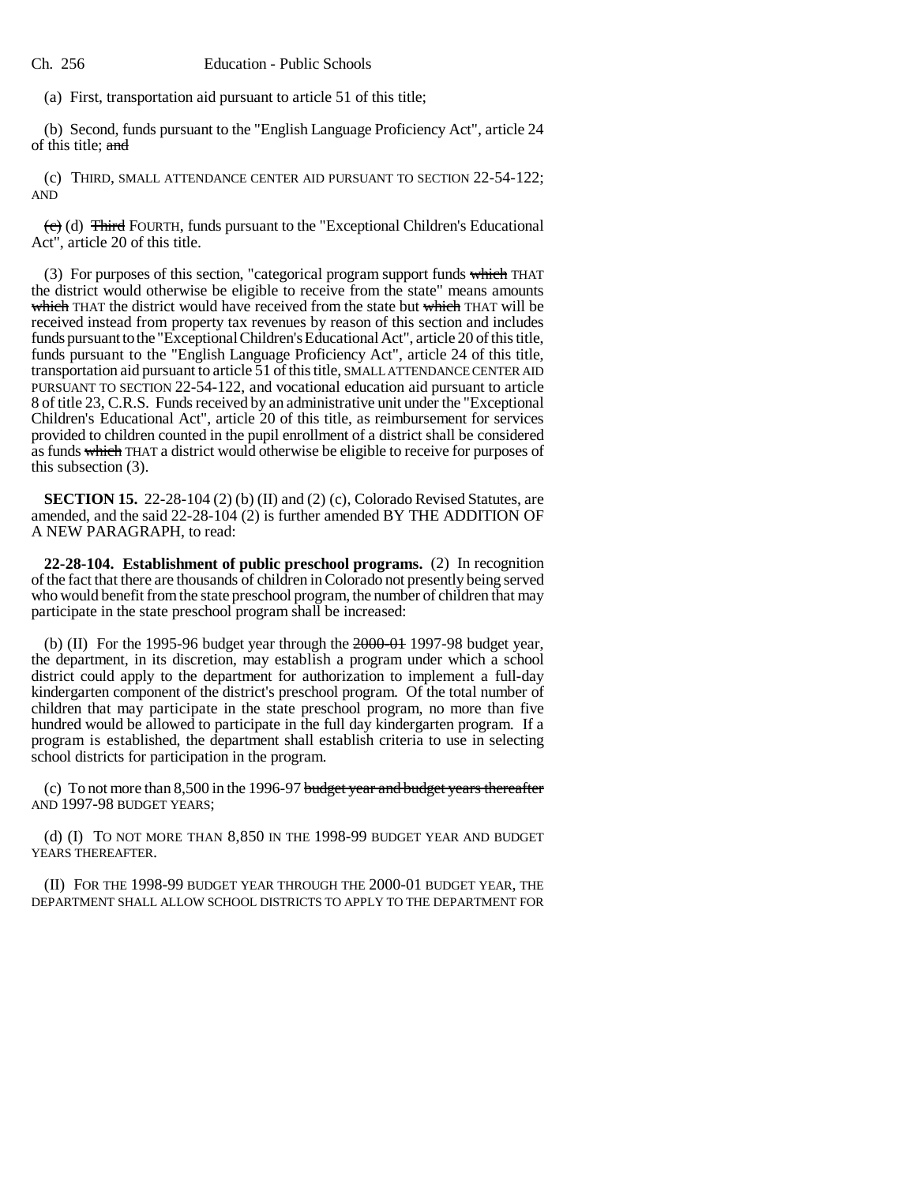(a) First, transportation aid pursuant to article 51 of this title;

(b) Second, funds pursuant to the "English Language Proficiency Act", article 24 of this title; ~~and~~

(c) THIRD, SMALL ATTENDANCE CENTER AID PURSUANT TO SECTION 22-54-122; AND

~~(c)~~ (d) ~~Third~~ FOURTH, funds pursuant to the "Exceptional Children's Educational Act", article 20 of this title.

(3) For purposes of this section, "categorical program support funds ~~which~~ THAT the district would otherwise be eligible to receive from the state" means amounts ~~which~~ THAT the district would have received from the state but ~~which~~ THAT will be received instead from property tax revenues by reason of this section and includes funds pursuant to the "Exceptional Children's Educational Act", article 20 of this title, funds pursuant to the "English Language Proficiency Act", article 24 of this title, transportation aid pursuant to article 51 of this title, SMALL ATTENDANCE CENTER AID PURSUANT TO SECTION 22-54-122, and vocational education aid pursuant to article 8 of title 23, C.R.S. Funds received by an administrative unit under the "Exceptional Children's Educational Act", article 20 of this title, as reimbursement for services provided to children counted in the pupil enrollment of a district shall be considered as funds ~~which~~ THAT a district would otherwise be eligible to receive for purposes of this subsection (3).

**SECTION 15.** 22-28-104 (2) (b) (II) and (2) (c), Colorado Revised Statutes, are amended, and the said 22-28-104 (2) is further amended BY THE ADDITION OF A NEW PARAGRAPH, to read:

**22-28-104. Establishment of public preschool programs.** (2) In recognition of the fact that there are thousands of children in Colorado not presently being served who would benefit from the state preschool program, the number of children that may participate in the state preschool program shall be increased:

(b) (II) For the 1995-96 budget year through the ~~2000-01~~ 1997-98 budget year, the department, in its discretion, may establish a program under which a school district could apply to the department for authorization to implement a full-day kindergarten component of the district's preschool program. Of the total number of children that may participate in the state preschool program, no more than five hundred would be allowed to participate in the full day kindergarten program. If a program is established, the department shall establish criteria to use in selecting school districts for participation in the program.

(c) To not more than 8,500 in the 1996-97 ~~budget year and budget years thereafter~~ AND 1997-98 BUDGET YEARS;

(d) (I) TO NOT MORE THAN 8,850 IN THE 1998-99 BUDGET YEAR AND BUDGET YEARS THEREAFTER.

(II) FOR THE 1998-99 BUDGET YEAR THROUGH THE 2000-01 BUDGET YEAR, THE DEPARTMENT SHALL ALLOW SCHOOL DISTRICTS TO APPLY TO THE DEPARTMENT FOR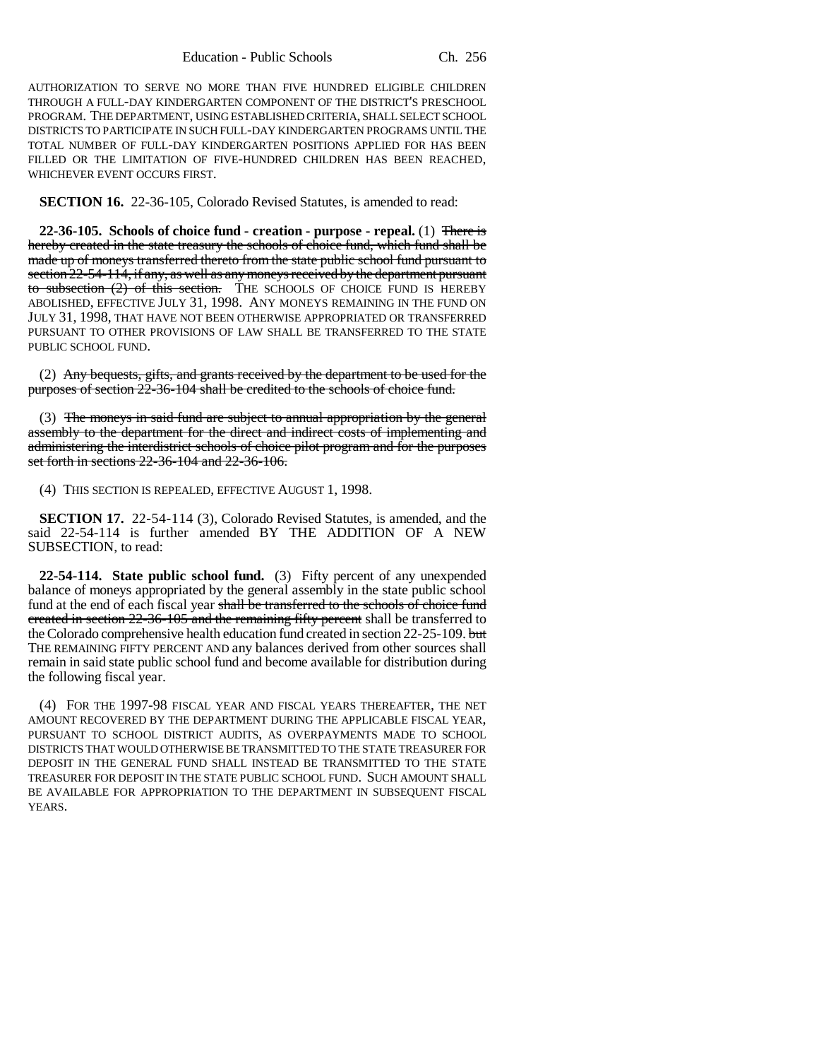AUTHORIZATION TO SERVE NO MORE THAN FIVE HUNDRED ELIGIBLE CHILDREN THROUGH A FULL-DAY KINDERGARTEN COMPONENT OF THE DISTRICT'S PRESCHOOL PROGRAM. THE DEPARTMENT, USING ESTABLISHED CRITERIA, SHALL SELECT SCHOOL DISTRICTS TO PARTICIPATE IN SUCH FULL-DAY KINDERGARTEN PROGRAMS UNTIL THE TOTAL NUMBER OF FULL-DAY KINDERGARTEN POSITIONS APPLIED FOR HAS BEEN FILLED OR THE LIMITATION OF FIVE-HUNDRED CHILDREN HAS BEEN REACHED, WHICHEVER EVENT OCCURS FIRST.

**SECTION 16.** 22-36-105, Colorado Revised Statutes, is amended to read:

**22-36-105. Schools of choice fund - creation - purpose - repeal.** (1) ~~There is hereby created in the state treasury the schools of choice fund, which fund shall be made up of moneys transferred thereto from the state public school fund pursuant to section 22-54-114, if any, as well as any moneys received by the department pursuant to subsection (2) of this section.~~ THE SCHOOLS OF CHOICE FUND IS HEREBY ABOLISHED, EFFECTIVE JULY 31, 1998. ANY MONEYS REMAINING IN THE FUND ON JULY 31, 1998, THAT HAVE NOT BEEN OTHERWISE APPROPRIATED OR TRANSFERRED PURSUANT TO OTHER PROVISIONS OF LAW SHALL BE TRANSFERRED TO THE STATE PUBLIC SCHOOL FUND.

(2) ~~Any bequests, gifts, and grants received by the department to be used for the purposes of section 22-36-104 shall be credited to the schools of choice fund.~~

(3) ~~The moneys in said fund are subject to annual appropriation by the general assembly to the department for the direct and indirect costs of implementing and administering the interdistrict schools of choice pilot program and for the purposes set forth in sections 22-36-104 and 22-36-106.~~

(4) THIS SECTION IS REPEALED, EFFECTIVE AUGUST 1, 1998.

**SECTION 17.** 22-54-114 (3), Colorado Revised Statutes, is amended, and the said 22-54-114 is further amended BY THE ADDITION OF A NEW SUBSECTION, to read:

**22-54-114. State public school fund.** (3) Fifty percent of any unexpended balance of moneys appropriated by the general assembly in the state public school fund at the end of each fiscal year ~~shall be transferred to the schools of choice fund created in section 22-36-105 and the remaining fifty percent~~ shall be transferred to the Colorado comprehensive health education fund created in section 22-25-109. ~~but~~ THE REMAINING FIFTY PERCENT AND any balances derived from other sources shall remain in said state public school fund and become available for distribution during the following fiscal year.

(4) FOR THE 1997-98 FISCAL YEAR AND FISCAL YEARS THEREAFTER, THE NET AMOUNT RECOVERED BY THE DEPARTMENT DURING THE APPLICABLE FISCAL YEAR, PURSUANT TO SCHOOL DISTRICT AUDITS, AS OVERPAYMENTS MADE TO SCHOOL DISTRICTS THAT WOULD OTHERWISE BE TRANSMITTED TO THE STATE TREASURER FOR DEPOSIT IN THE GENERAL FUND SHALL INSTEAD BE TRANSMITTED TO THE STATE TREASURER FOR DEPOSIT IN THE STATE PUBLIC SCHOOL FUND. SUCH AMOUNT SHALL BE AVAILABLE FOR APPROPRIATION TO THE DEPARTMENT IN SUBSEQUENT FISCAL YEARS.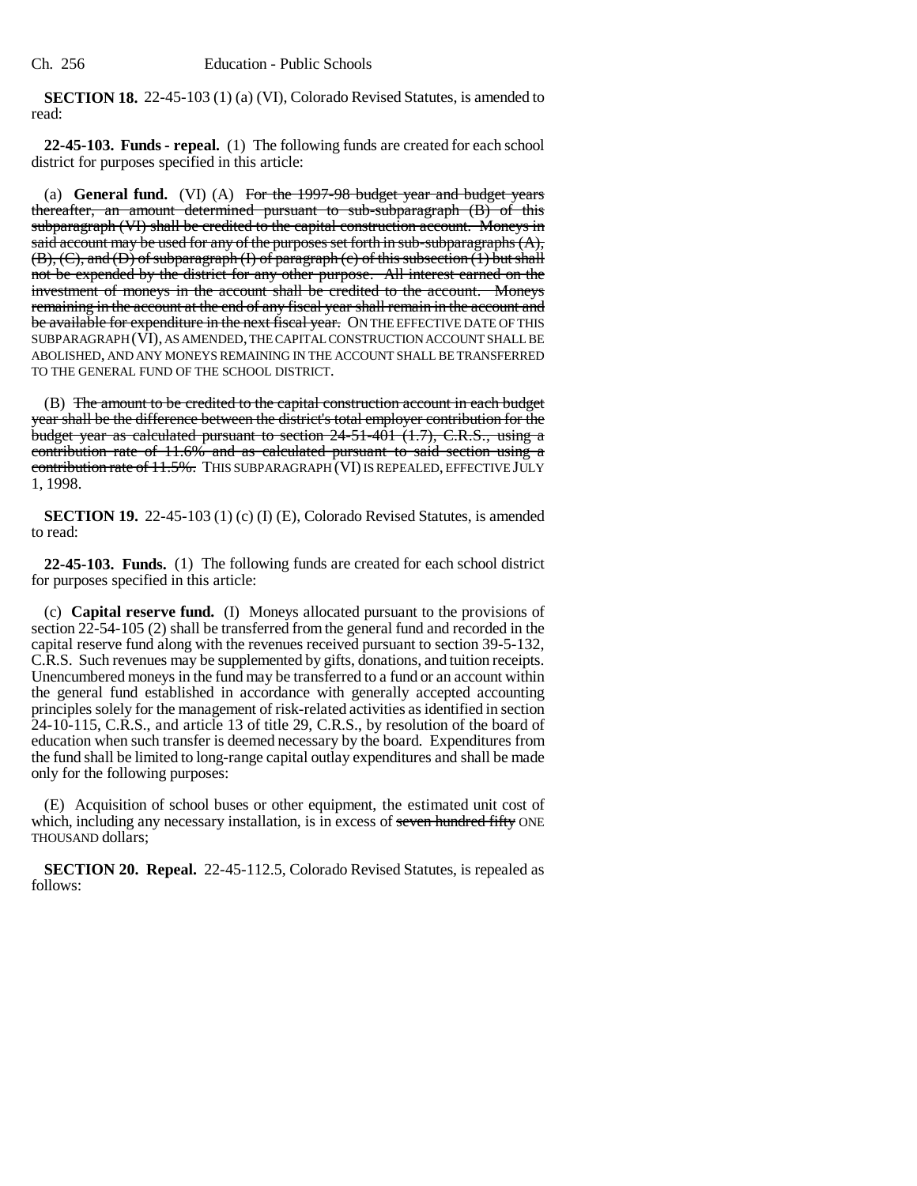**SECTION 18.** 22-45-103 (1) (a) (VI), Colorado Revised Statutes, is amended to read:

**22-45-103. Funds - repeal.** (1) The following funds are created for each school district for purposes specified in this article:

(a) **General fund.** (VI) (A) ~~For the 1997-98 budget year and budget years thereafter, an amount determined pursuant to sub-subparagraph (B) of this subparagraph (VI) shall be credited to the capital construction account. Moneys in said account may be used for any of the purposes set forth in sub-subparagraphs (A), (B), (C), and (D) of subparagraph (I) of paragraph (c) of this subsection (1) but shall not be expended by the district for any other purpose. All interest earned on the investment of moneys in the account shall be credited to the account. Moneys remaining in the account at the end of any fiscal year shall remain in the account and be available for expenditure in the next fiscal year.~~ ON THE EFFECTIVE DATE OF THIS SUBPARAGRAPH (VI), AS AMENDED, THE CAPITAL CONSTRUCTION ACCOUNT SHALL BE ABOLISHED, AND ANY MONEYS REMAINING IN THE ACCOUNT SHALL BE TRANSFERRED TO THE GENERAL FUND OF THE SCHOOL DISTRICT.

(B) ~~The amount to be credited to the capital construction account in each budget year shall be the difference between the district's total employer contribution for the budget year as calculated pursuant to section 24-51-401 (1.7), C.R.S., using a contribution rate of 11.6% and as calculated pursuant to said section using a contribution rate of 11.5%.~~ THIS SUBPARAGRAPH (VI) IS REPEALED, EFFECTIVE JULY 1, 1998.

**SECTION 19.** 22-45-103 (1) (c) (I) (E), Colorado Revised Statutes, is amended to read:

**22-45-103. Funds.** (1) The following funds are created for each school district for purposes specified in this article:

(c) **Capital reserve fund.** (I) Moneys allocated pursuant to the provisions of section 22-54-105 (2) shall be transferred from the general fund and recorded in the capital reserve fund along with the revenues received pursuant to section 39-5-132, C.R.S. Such revenues may be supplemented by gifts, donations, and tuition receipts. Unencumbered moneys in the fund may be transferred to a fund or an account within the general fund established in accordance with generally accepted accounting principles solely for the management of risk-related activities as identified in section 24-10-115, C.R.S., and article 13 of title 29, C.R.S., by resolution of the board of education when such transfer is deemed necessary by the board. Expenditures from the fund shall be limited to long-range capital outlay expenditures and shall be made only for the following purposes:

(E) Acquisition of school buses or other equipment, the estimated unit cost of which, including any necessary installation, is in excess of ~~seven hundred fifty~~ ONE THOUSAND dollars;

**SECTION 20. Repeal.** 22-45-112.5, Colorado Revised Statutes, is repealed as follows: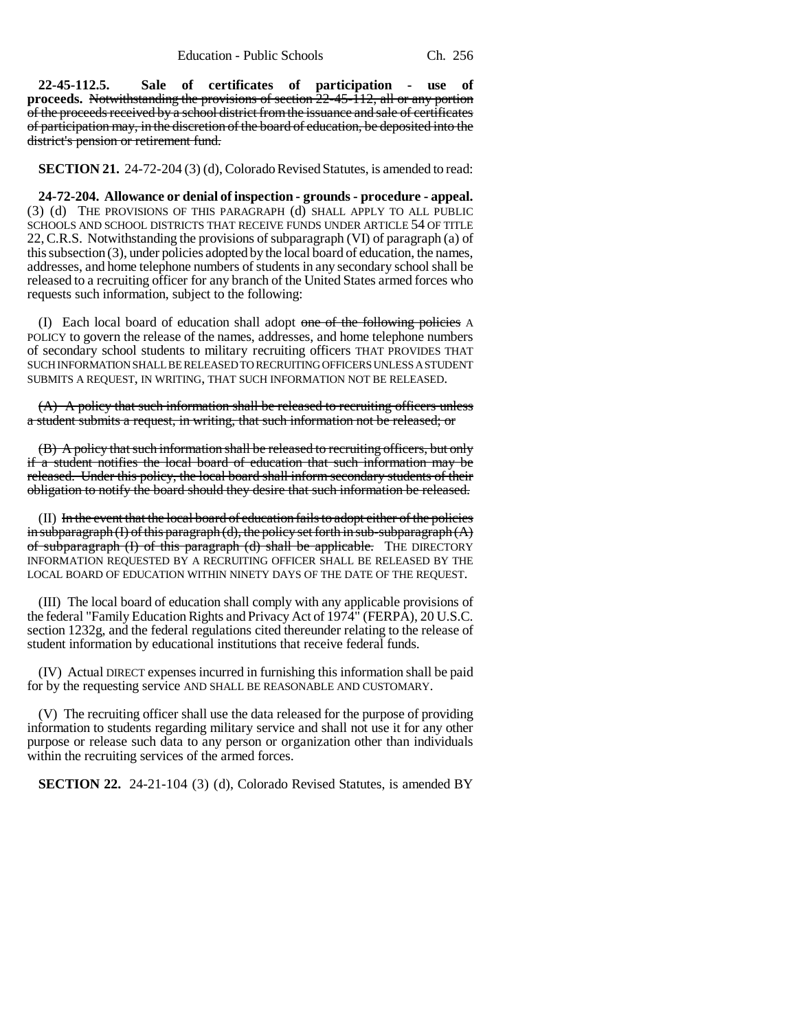**22-45-112.5. Sale of certificates of participation - use of proceeds.** ~~Notwithstanding the provisions of section 22-45-112, all or any portion of the proceeds received by a school district from the issuance and sale of certificates of participation may, in the discretion of the board of education, be deposited into the district's pension or retirement fund.~~

**SECTION 21.** 24-72-204 (3) (d), Colorado Revised Statutes, is amended to read:

**24-72-204. Allowance or denial of inspection - grounds - procedure - appeal.** (3) (d) THE PROVISIONS OF THIS PARAGRAPH (d) SHALL APPLY TO ALL PUBLIC SCHOOLS AND SCHOOL DISTRICTS THAT RECEIVE FUNDS UNDER ARTICLE 54 OF TITLE 22, C.R.S. Notwithstanding the provisions of subparagraph (VI) of paragraph (a) of this subsection (3), under policies adopted by the local board of education, the names, addresses, and home telephone numbers of students in any secondary school shall be released to a recruiting officer for any branch of the United States armed forces who requests such information, subject to the following:

(I) Each local board of education shall adopt ~~one of the following policies~~ A POLICY to govern the release of the names, addresses, and home telephone numbers of secondary school students to military recruiting officers THAT PROVIDES THAT SUCH INFORMATION SHALL BE RELEASED TO RECRUITING OFFICERS UNLESS A STUDENT SUBMITS A REQUEST, IN WRITING, THAT SUCH INFORMATION NOT BE RELEASED.

~~(A) A policy that such information shall be released to recruiting officers unless a student submits a request, in writing, that such information not be released; or~~

~~(B) A policy that such information shall be released to recruiting officers, but only if a student notifies the local board of education that such information may be released. Under this policy, the local board shall inform secondary students of their obligation to notify the board should they desire that such information be released.~~

(II) ~~In the event that the local board of education fails to adopt either of the policies in subparagraph (I) of this paragraph (d), the policy set forth in sub-subparagraph (A) of subparagraph (I) of this paragraph (d) shall be applicable.~~ THE DIRECTORY INFORMATION REQUESTED BY A RECRUITING OFFICER SHALL BE RELEASED BY THE LOCAL BOARD OF EDUCATION WITHIN NINETY DAYS OF THE DATE OF THE REQUEST.

(III) The local board of education shall comply with any applicable provisions of the federal "Family Education Rights and Privacy Act of 1974" (FERPA), 20 U.S.C. section 1232g, and the federal regulations cited thereunder relating to the release of student information by educational institutions that receive federal funds.

(IV) Actual DIRECT expenses incurred in furnishing this information shall be paid for by the requesting service AND SHALL BE REASONABLE AND CUSTOMARY.

(V) The recruiting officer shall use the data released for the purpose of providing information to students regarding military service and shall not use it for any other purpose or release such data to any person or organization other than individuals within the recruiting services of the armed forces.

**SECTION 22.** 24-21-104 (3) (d), Colorado Revised Statutes, is amended BY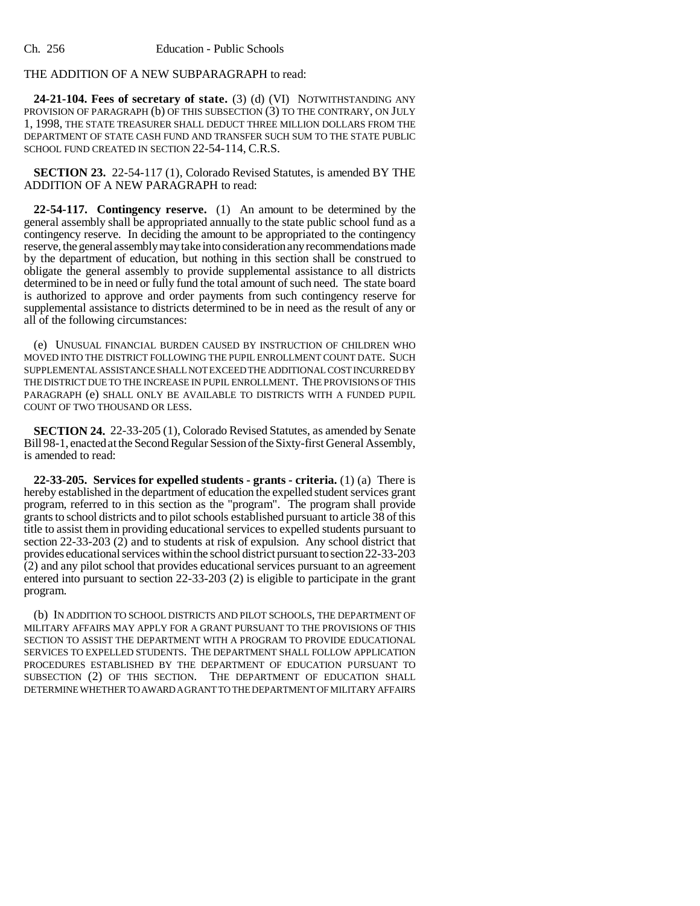THE ADDITION OF A NEW SUBPARAGRAPH to read:

**24-21-104. Fees of secretary of state.** (3) (d) (VI) NOTWITHSTANDING ANY PROVISION OF PARAGRAPH (b) OF THIS SUBSECTION (3) TO THE CONTRARY, ON JULY 1, 1998, THE STATE TREASURER SHALL DEDUCT THREE MILLION DOLLARS FROM THE DEPARTMENT OF STATE CASH FUND AND TRANSFER SUCH SUM TO THE STATE PUBLIC SCHOOL FUND CREATED IN SECTION 22-54-114, C.R.S.

**SECTION 23.** 22-54-117 (1), Colorado Revised Statutes, is amended BY THE ADDITION OF A NEW PARAGRAPH to read:

**22-54-117. Contingency reserve.** (1) An amount to be determined by the general assembly shall be appropriated annually to the state public school fund as a contingency reserve. In deciding the amount to be appropriated to the contingency reserve, the general assembly may take into consideration any recommendations made by the department of education, but nothing in this section shall be construed to obligate the general assembly to provide supplemental assistance to all districts determined to be in need or fully fund the total amount of such need. The state board is authorized to approve and order payments from such contingency reserve for supplemental assistance to districts determined to be in need as the result of any or all of the following circumstances:

(e) UNUSUAL FINANCIAL BURDEN CAUSED BY INSTRUCTION OF CHILDREN WHO MOVED INTO THE DISTRICT FOLLOWING THE PUPIL ENROLLMENT COUNT DATE. SUCH SUPPLEMENTAL ASSISTANCE SHALL NOT EXCEED THE ADDITIONAL COST INCURRED BY THE DISTRICT DUE TO THE INCREASE IN PUPIL ENROLLMENT. THE PROVISIONS OF THIS PARAGRAPH (e) SHALL ONLY BE AVAILABLE TO DISTRICTS WITH A FUNDED PUPIL COUNT OF TWO THOUSAND OR LESS.

**SECTION 24.** 22-33-205 (1), Colorado Revised Statutes, as amended by Senate Bill 98-1, enacted at the Second Regular Session of the Sixty-first General Assembly, is amended to read:

**22-33-205. Services for expelled students - grants - criteria.** (1) (a) There is hereby established in the department of education the expelled student services grant program, referred to in this section as the "program". The program shall provide grants to school districts and to pilot schools established pursuant to article 38 of this title to assist them in providing educational services to expelled students pursuant to section 22-33-203 (2) and to students at risk of expulsion. Any school district that provides educational services within the school district pursuant to section 22-33-203 (2) and any pilot school that provides educational services pursuant to an agreement entered into pursuant to section 22-33-203 (2) is eligible to participate in the grant program.

(b) IN ADDITION TO SCHOOL DISTRICTS AND PILOT SCHOOLS, THE DEPARTMENT OF MILITARY AFFAIRS MAY APPLY FOR A GRANT PURSUANT TO THE PROVISIONS OF THIS SECTION TO ASSIST THE DEPARTMENT WITH A PROGRAM TO PROVIDE EDUCATIONAL SERVICES TO EXPELLED STUDENTS. THE DEPARTMENT SHALL FOLLOW APPLICATION PROCEDURES ESTABLISHED BY THE DEPARTMENT OF EDUCATION PURSUANT TO SUBSECTION (2) OF THIS SECTION. THE DEPARTMENT OF EDUCATION SHALL DETERMINE WHETHER TO AWARD A GRANT TO THE DEPARTMENT OF MILITARY AFFAIRS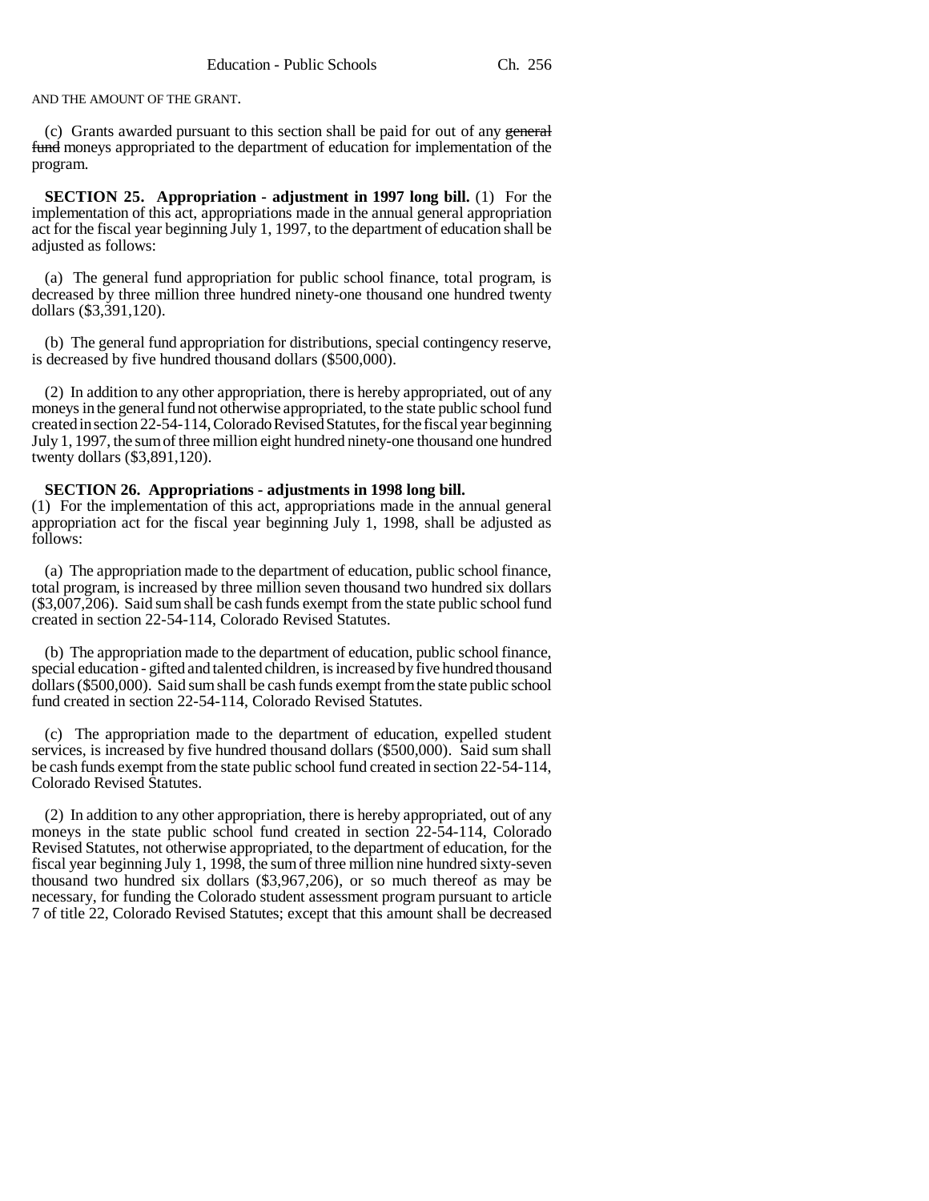AND THE AMOUNT OF THE GRANT.

(c) Grants awarded pursuant to this section shall be paid for out of any ~~general fund~~ moneys appropriated to the department of education for implementation of the program.

**SECTION 25. Appropriation - adjustment in 1997 long bill.** (1) For the implementation of this act, appropriations made in the annual general appropriation act for the fiscal year beginning July 1, 1997, to the department of education shall be adjusted as follows:

(a) The general fund appropriation for public school finance, total program, is decreased by three million three hundred ninety-one thousand one hundred twenty dollars ($3,391,120).

(b) The general fund appropriation for distributions, special contingency reserve, is decreased by five hundred thousand dollars ($500,000).

(2) In addition to any other appropriation, there is hereby appropriated, out of any moneys in the general fund not otherwise appropriated, to the state public school fund created in section 22-54-114, Colorado Revised Statutes, for the fiscal year beginning July 1, 1997, the sum of three million eight hundred ninety-one thousand one hundred twenty dollars ($3,891,120).

**SECTION 26. Appropriations - adjustments in 1998 long bill.**
(1) For the implementation of this act, appropriations made in the annual general appropriation act for the fiscal year beginning July 1, 1998, shall be adjusted as follows:

(a) The appropriation made to the department of education, public school finance, total program, is increased by three million seven thousand two hundred six dollars ($3,007,206). Said sum shall be cash funds exempt from the state public school fund created in section 22-54-114, Colorado Revised Statutes.

(b) The appropriation made to the department of education, public school finance, special education - gifted and talented children, is increased by five hundred thousand dollars ($500,000). Said sum shall be cash funds exempt from the state public school fund created in section 22-54-114, Colorado Revised Statutes.

(c) The appropriation made to the department of education, expelled student services, is increased by five hundred thousand dollars ($500,000). Said sum shall be cash funds exempt from the state public school fund created in section 22-54-114, Colorado Revised Statutes.

(2) In addition to any other appropriation, there is hereby appropriated, out of any moneys in the state public school fund created in section 22-54-114, Colorado Revised Statutes, not otherwise appropriated, to the department of education, for the fiscal year beginning July 1, 1998, the sum of three million nine hundred sixty-seven thousand two hundred six dollars ($3,967,206), or so much thereof as may be necessary, for funding the Colorado student assessment program pursuant to article 7 of title 22, Colorado Revised Statutes; except that this amount shall be decreased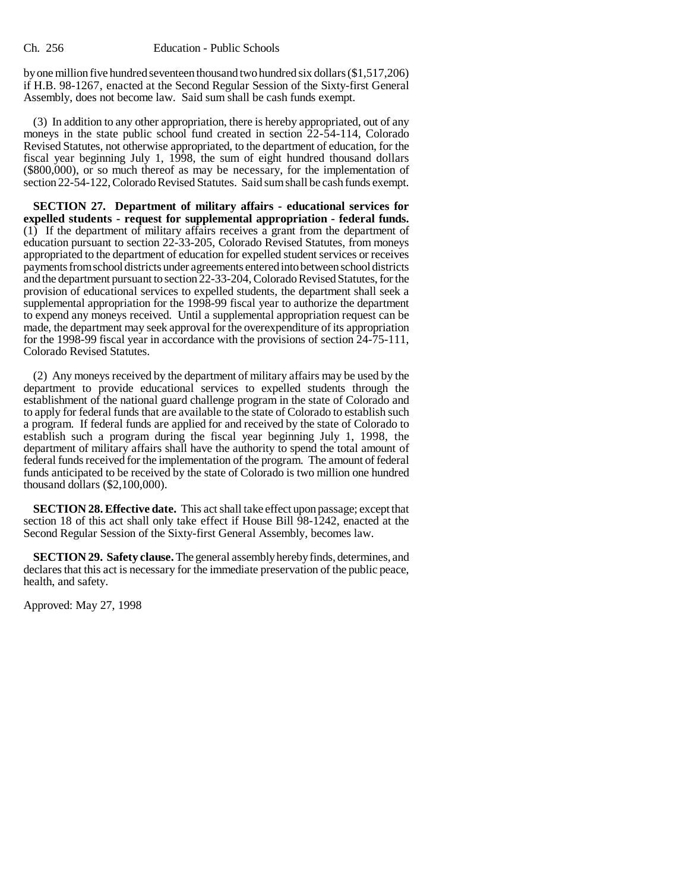by one million five hundred seventeen thousand two hundred six dollars ($1,517,206) if H.B. 98-1267, enacted at the Second Regular Session of the Sixty-first General Assembly, does not become law. Said sum shall be cash funds exempt.

(3) In addition to any other appropriation, there is hereby appropriated, out of any moneys in the state public school fund created in section 22-54-114, Colorado Revised Statutes, not otherwise appropriated, to the department of education, for the fiscal year beginning July 1, 1998, the sum of eight hundred thousand dollars ($800,000), or so much thereof as may be necessary, for the implementation of section 22-54-122, Colorado Revised Statutes. Said sum shall be cash funds exempt.

**SECTION 27. Department of military affairs - educational services for expelled students - request for supplemental appropriation - federal funds.** (1) If the department of military affairs receives a grant from the department of education pursuant to section 22-33-205, Colorado Revised Statutes, from moneys appropriated to the department of education for expelled student services or receives payments from school districts under agreements entered into between school districts and the department pursuant to section 22-33-204, Colorado Revised Statutes, for the provision of educational services to expelled students, the department shall seek a supplemental appropriation for the 1998-99 fiscal year to authorize the department to expend any moneys received. Until a supplemental appropriation request can be made, the department may seek approval for the overexpenditure of its appropriation for the 1998-99 fiscal year in accordance with the provisions of section 24-75-111, Colorado Revised Statutes.

(2) Any moneys received by the department of military affairs may be used by the department to provide educational services to expelled students through the establishment of the national guard challenge program in the state of Colorado and to apply for federal funds that are available to the state of Colorado to establish such a program. If federal funds are applied for and received by the state of Colorado to establish such a program during the fiscal year beginning July 1, 1998, the department of military affairs shall have the authority to spend the total amount of federal funds received for the implementation of the program. The amount of federal funds anticipated to be received by the state of Colorado is two million one hundred thousand dollars ($2,100,000).

**SECTION 28. Effective date.** This act shall take effect upon passage; except that section 18 of this act shall only take effect if House Bill 98-1242, enacted at the Second Regular Session of the Sixty-first General Assembly, becomes law.

**SECTION 29. Safety clause.** The general assembly hereby finds, determines, and declares that this act is necessary for the immediate preservation of the public peace, health, and safety.

Approved: May 27, 1998